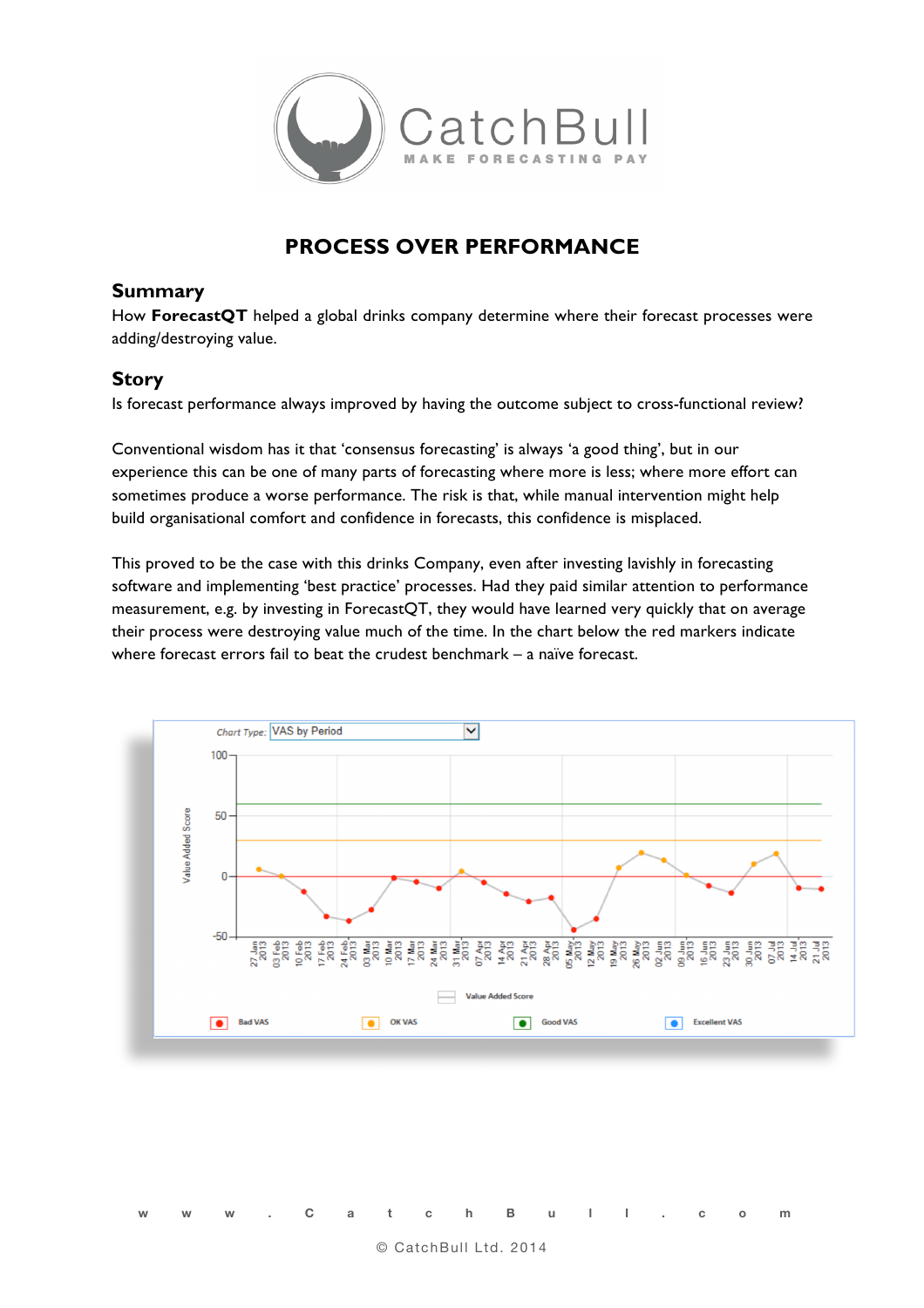# PROCESS OVER PERFORMANCE

## Summary

How **ForecastQT** helped a global drinks company determine where their forecast processes were adding/destroying value.

## Story

Is forecast performance always improved by having the outcome subject to cross-functional review?

Conventional wisdom has it that 'consensus forecasting' is always 'a good thing', but in our experience this can be one of many parts of forecasting where more is less; where more effort can sometimes produce a worse performance. The risk is that, while manual intervention might help build organisational comfort and confidence in forecasts, this confidence is misplaced.

This proved to be the case with this drinks Company, even after investing lavishly in forecasting software and implementing 'best practice' processes. Had they paid similar attention to performance measurement, e.g. by investing in ForecastQT, they would have learned very quickly that on average their process were destroying value much of the time. In the chart below the red markers indicate where forecast errors fail to beat the crudest benchmark – a naïve forecast.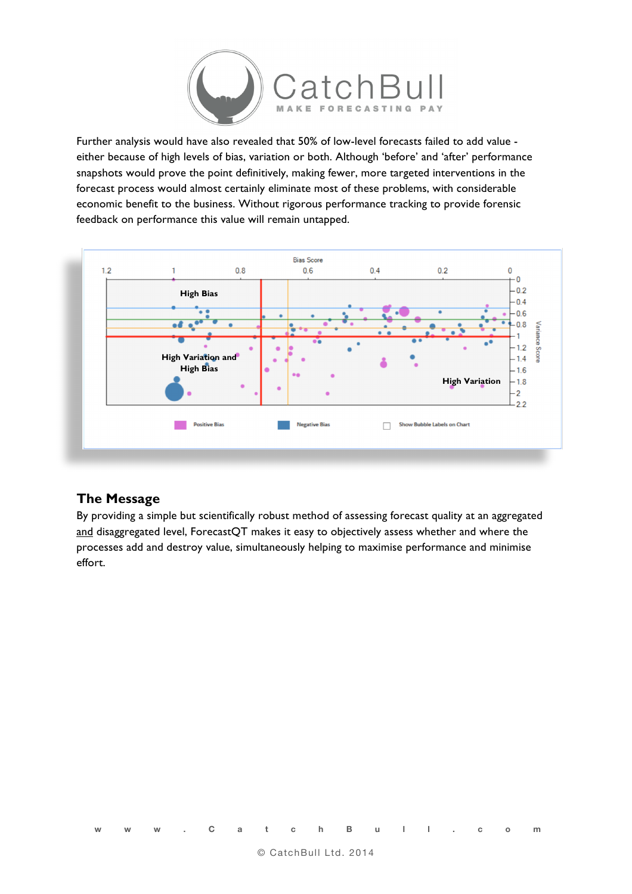CatchBull

MAKE FORECASTING PAY

Further analysis would have also revealed that 50% of low-level forecasts failed to add value - either because of high levels of bias, variation or both. Although 'before' and 'after' performance snapshots would prove the point definitively, making fewer, more targeted interventions in the forecast process would almost certainly eliminate most of these problems, with considerable economic benefit to the business. Without rigorous performance tracking to provide forensic feedback on performance this value will remain untapped.

Bias Score

1.2
1
0.8
0.6
0.4
0.2
0

Variance Score

0
0.2
0.4
0.6
0.8
1
1.2
1.4
1.6
1.8
2
2.2

High Bias

High Variation and High Bias

High Variation

Positive Bias

Negative Bias

Show Bubble Labels on Chart

## The Message

By providing a simple but scientifically robust method of assessing forecast quality at an aggregated and disaggregated level, ForecastQT makes it easy to objectively assess whether and where the processes add and destroy value, simultaneously helping to maximise performance and minimise effort.

www.CatchBull.com

© CatchBull Ltd. 2014